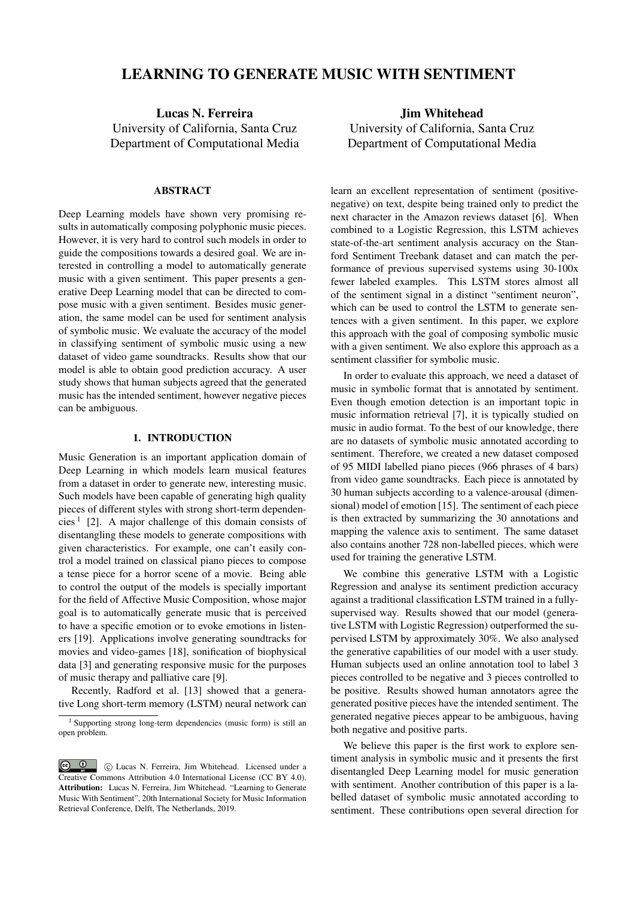# LEARNING TO GENERATE MUSIC WITH SENTIMENT

**Lucas N. Ferreira**
University of California, Santa Cruz
Department of Computational Media

**Jim Whitehead**
University of California, Santa Cruz
Department of Computational Media

## ABSTRACT

Deep Learning models have shown very promising results in automatically composing polyphonic music pieces. However, it is very hard to control such models in order to guide the compositions towards a desired goal. We are interested in controlling a model to automatically generate music with a given sentiment. This paper presents a generative Deep Learning model that can be directed to compose music with a given sentiment. Besides music generation, the same model can be used for sentiment analysis of symbolic music. We evaluate the accuracy of the model in classifying sentiment of symbolic music using a new dataset of video game soundtracks. Results show that our model is able to obtain good prediction accuracy. A user study shows that human subjects agreed that the generated music has the intended sentiment, however negative pieces can be ambiguous.

## 1. INTRODUCTION

Music Generation is an important application domain of Deep Learning in which models learn musical features from a dataset in order to generate new, interesting music. Such models have been capable of generating high quality pieces of different styles with strong short-term dependencies [1] [2]. A major challenge of this domain consists of disentangling these models to generate compositions with given characteristics. For example, one can't easily control a model trained on classical piano pieces to compose a tense piece for a horror scene of a movie. Being able to control the output of the models is specially important for the field of Affective Music Composition, whose major goal is to automatically generate music that is perceived to have a specific emotion or to evoke emotions in listeners [19]. Applications involve generating soundtracks for movies and video-games [18], sonification of biophysical data [3] and generating responsive music for the purposes of music therapy and palliative care [9].

Recently, Radford et al. [13] showed that a generative Long short-term memory (LSTM) neural network can learn an excellent representation of sentiment (positive-negative) on text, despite being trained only to predict the next character in the Amazon reviews dataset [6]. When combined to a Logistic Regression, this LSTM achieves state-of-the-art sentiment analysis accuracy on the Stanford Sentiment Treebank dataset and can match the performance of previous supervised systems using 30-100x fewer labeled examples. This LSTM stores almost all of the sentiment signal in a distinct "sentiment neuron", which can be used to control the LSTM to generate sentences with a given sentiment. In this paper, we explore this approach with the goal of composing symbolic music with a given sentiment. We also explore this approach as a sentiment classifier for symbolic music.

In order to evaluate this approach, we need a dataset of music in symbolic format that is annotated by sentiment. Even though emotion detection is an important topic in music information retrieval [7], it is typically studied on music in audio format. To the best of our knowledge, there are no datasets of symbolic music annotated according to sentiment. Therefore, we created a new dataset composed of 95 MIDI labelled piano pieces (966 phrases of 4 bars) from video game soundtracks. Each piece is annotated by 30 human subjects according to a valence-arousal (dimensional) model of emotion [15]. The sentiment of each piece is then extracted by summarizing the 30 annotations and mapping the valence axis to sentiment. The same dataset also contains another 728 non-labelled pieces, which were used for training the generative LSTM.

We combine this generative LSTM with a Logistic Regression and analyse its sentiment prediction accuracy against a traditional classification LSTM trained in a fully-supervised way. Results showed that our model (generative LSTM with Logistic Regression) outperformed the supervised LSTM by approximately 30%. We also analysed the generative capabilities of our model with a user study. Human subjects used an online annotation tool to label 3 pieces controlled to be negative and 3 pieces controlled to be positive. Results showed human annotators agree the generated positive pieces have the intended sentiment. The generated negative pieces appear to be ambiguous, having both negative and positive parts.

We believe this paper is the first work to explore sentiment analysis in symbolic music and it presents the first disentangled Deep Learning model for music generation with sentiment. Another contribution of this paper is a labelled dataset of symbolic music annotated according to sentiment. These contributions open several direction for

[1] Supporting strong long-term dependencies (music form) is still an open problem.

© Lucas N. Ferreira, Jim Whitehead. Licensed under a Creative Commons Attribution 4.0 International License (CC BY 4.0). **Attribution:** Lucas N. Ferreira, Jim Whitehead. "Learning to Generate Music With Sentiment", 20th International Society for Music Information Retrieval Conference, Delft, The Netherlands, 2019.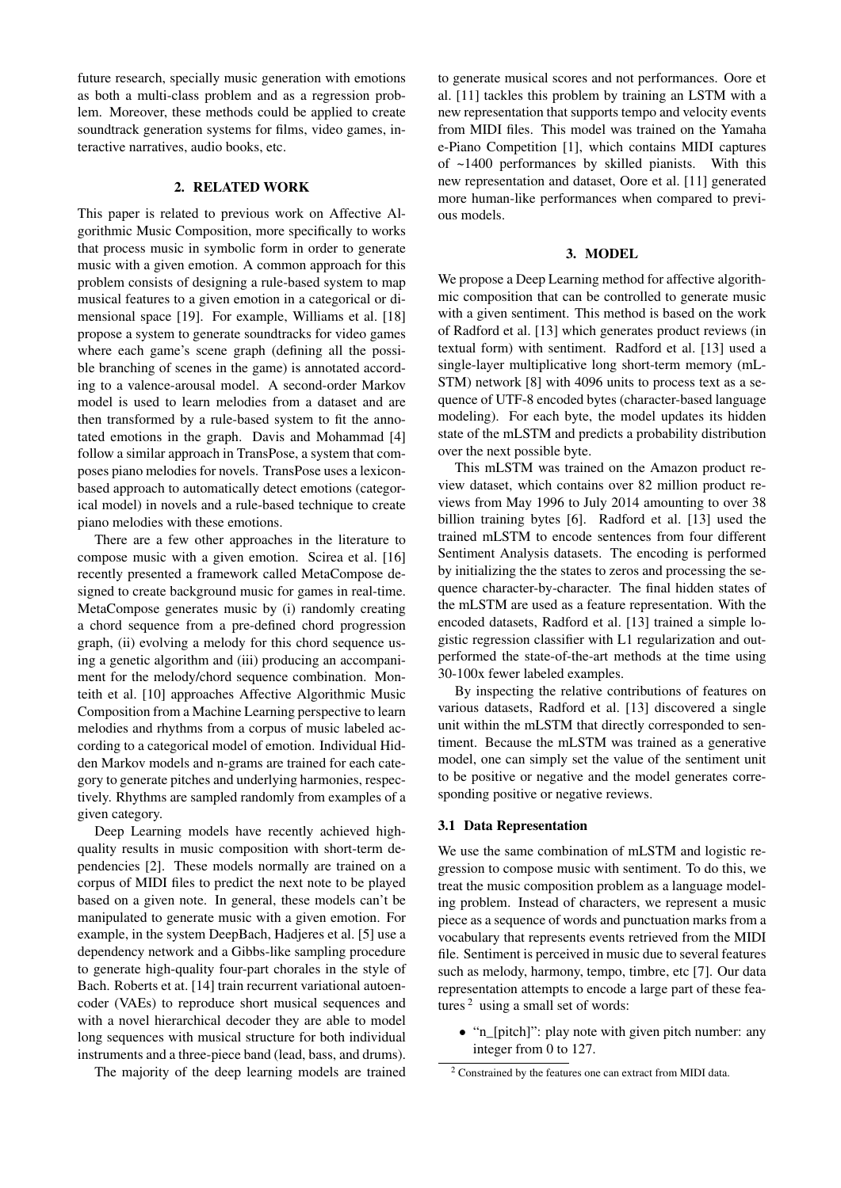future research, specially music generation with emotions as both a multi-class problem and as a regression problem. Moreover, these methods could be applied to create soundtrack generation systems for films, video games, interactive narratives, audio books, etc.

## 2. RELATED WORK

This paper is related to previous work on Affective Algorithmic Music Composition, more specifically to works that process music in symbolic form in order to generate music with a given emotion. A common approach for this problem consists of designing a rule-based system to map musical features to a given emotion in a categorical or dimensional space [19]. For example, Williams et al. [18] propose a system to generate soundtracks for video games where each game's scene graph (defining all the possible branching of scenes in the game) is annotated according to a valence-arousal model. A second-order Markov model is used to learn melodies from a dataset and are then transformed by a rule-based system to fit the annotated emotions in the graph. Davis and Mohammad [4] follow a similar approach in TransPose, a system that composes piano melodies for novels. TransPose uses a lexicon-based approach to automatically detect emotions (categorical model) in novels and a rule-based technique to create piano melodies with these emotions.

There are a few other approaches in the literature to compose music with a given emotion. Scirea et al. [16] recently presented a framework called MetaCompose designed to create background music for games in real-time. MetaCompose generates music by (i) randomly creating a chord sequence from a pre-defined chord progression graph, (ii) evolving a melody for this chord sequence using a genetic algorithm and (iii) producing an accompaniment for the melody/chord sequence combination. Monteith et al. [10] approaches Affective Algorithmic Music Composition from a Machine Learning perspective to learn melodies and rhythms from a corpus of music labeled according to a categorical model of emotion. Individual Hidden Markov models and n-grams are trained for each category to generate pitches and underlying harmonies, respectively. Rhythms are sampled randomly from examples of a given category.

Deep Learning models have recently achieved high-quality results in music composition with short-term dependencies [2]. These models normally are trained on a corpus of MIDI files to predict the next note to be played based on a given note. In general, these models can't be manipulated to generate music with a given emotion. For example, in the system DeepBach, Hadjeres et al. [5] use a dependency network and a Gibbs-like sampling procedure to generate high-quality four-part chorales in the style of Bach. Roberts et at. [14] train recurrent variational autoencoder (VAEs) to reproduce short musical sequences and with a novel hierarchical decoder they are able to model long sequences with musical structure for both individual instruments and a three-piece band (lead, bass, and drums).

The majority of the deep learning models are trained to generate musical scores and not performances. Oore et al. [11] tackles this problem by training an LSTM with a new representation that supports tempo and velocity events from MIDI files. This model was trained on the Yamaha e-Piano Competition [1], which contains MIDI captures of ~1400 performances by skilled pianists. With this new representation and dataset, Oore et al. [11] generated more human-like performances when compared to previous models.

## 3. MODEL

We propose a Deep Learning method for affective algorithmic composition that can be controlled to generate music with a given sentiment. This method is based on the work of Radford et al. [13] which generates product reviews (in textual form) with sentiment. Radford et al. [13] used a single-layer multiplicative long short-term memory (mLSTM) network [8] with 4096 units to process text as a sequence of UTF-8 encoded bytes (character-based language modeling). For each byte, the model updates its hidden state of the mLSTM and predicts a probability distribution over the next possible byte.

This mLSTM was trained on the Amazon product review dataset, which contains over 82 million product reviews from May 1996 to July 2014 amounting to over 38 billion training bytes [6]. Radford et al. [13] used the trained mLSTM to encode sentences from four different Sentiment Analysis datasets. The encoding is performed by initializing the the states to zeros and processing the sequence character-by-character. The final hidden states of the mLSTM are used as a feature representation. With the encoded datasets, Radford et al. [13] trained a simple logistic regression classifier with L1 regularization and outperformed the state-of-the-art methods at the time using 30-100x fewer labeled examples.

By inspecting the relative contributions of features on various datasets, Radford et al. [13] discovered a single unit within the mLSTM that directly corresponded to sentiment. Because the mLSTM was trained as a generative model, one can simply set the value of the sentiment unit to be positive or negative and the model generates corresponding positive or negative reviews.

### 3.1 Data Representation

We use the same combination of mLSTM and logistic regression to compose music with sentiment. To do this, we treat the music composition problem as a language modeling problem. Instead of characters, we represent a music piece as a sequence of words and punctuation marks from a vocabulary that represents events retrieved from the MIDI file. Sentiment is perceived in music due to several features such as melody, harmony, tempo, timbre, etc [7]. Our data representation attempts to encode a large part of these features [2] using a small set of words:

- "n_[pitch]": play note with given pitch number: any integer from 0 to 127.

[2] Constrained by the features one can extract from MIDI data.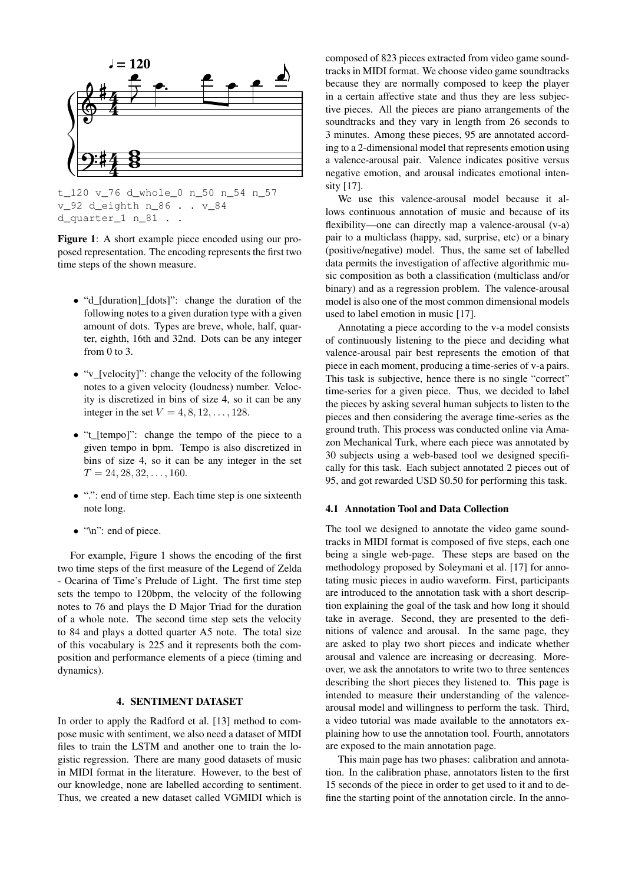```
t_120 v_76 d_whole_0 n_50 n_54 n_57
v_92 d_eighth n_86 . . v_84
d_quarter_1 n_81 . .
```

**Figure 1**: A short example piece encoded using our proposed representation. The encoding represents the first two time steps of the shown measure.

- "d_[duration]_[dots]": change the duration of the following notes to a given duration type with a given amount of dots. Types are breve, whole, half, quarter, eighth, 16th and 32nd. Dots can be any integer from 0 to 3.
- "v_[velocity]": change the velocity of the following notes to a given velocity (loudness) number. Velocity is discretized in bins of size 4, so it can be any integer in the set $V = 4, 8, 12, \ldots, 128$.
- "t_[tempo]": change the tempo of the piece to a given tempo in bpm. Tempo is also discretized in bins of size 4, so it can be any integer in the set $T = 24, 28, 32, \ldots, 160$.
- ".": end of time step. Each time step is one sixteenth note long.
- "\n": end of piece.

For example, Figure 1 shows the encoding of the first two time steps of the first measure of the Legend of Zelda - Ocarina of Time's Prelude of Light. The first time step sets the tempo to 120bpm, the velocity of the following notes to 76 and plays the D Major Triad for the duration of a whole note. The second time step sets the velocity to 84 and plays a dotted quarter A5 note. The total size of this vocabulary is 225 and it represents both the composition and performance elements of a piece (timing and dynamics).

## 4. SENTIMENT DATASET

In order to apply the Radford et al. [13] method to compose music with sentiment, we also need a dataset of MIDI files to train the LSTM and another one to train the logistic regression. There are many good datasets of music in MIDI format in the literature. However, to the best of our knowledge, none are labelled according to sentiment. Thus, we created a new dataset called VGMIDI which is composed of 823 pieces extracted from video game soundtracks in MIDI format. We choose video game soundtracks because they are normally composed to keep the player in a certain affective state and thus they are less subjective pieces. All the pieces are piano arrangements of the soundtracks and they vary in length from 26 seconds to 3 minutes. Among these pieces, 95 are annotated according to a 2-dimensional model that represents emotion using a valence-arousal pair. Valence indicates positive versus negative emotion, and arousal indicates emotional intensity [17].

We use this valence-arousal model because it allows continuous annotation of music and because of its flexibility—one can directly map a valence-arousal (v-a) pair to a multiclass (happy, sad, surprise, etc) or a binary (positive/negative) model. Thus, the same set of labelled data permits the investigation of affective algorithmic music composition as both a classification (multiclass and/or binary) and as a regression problem. The valence-arousal model is also one of the most common dimensional models used to label emotion in music [17].

Annotating a piece according to the v-a model consists of continuously listening to the piece and deciding what valence-arousal pair best represents the emotion of that piece in each moment, producing a time-series of v-a pairs. This task is subjective, hence there is no single "correct" time-series for a given piece. Thus, we decided to label the pieces by asking several human subjects to listen to the pieces and then considering the average time-series as the ground truth. This process was conducted online via Amazon Mechanical Turk, where each piece was annotated by 30 subjects using a web-based tool we designed specifically for this task. Each subject annotated 2 pieces out of 95, and got rewarded USD $0.50 for performing this task.

### 4.1 Annotation Tool and Data Collection

The tool we designed to annotate the video game soundtracks in MIDI format is composed of five steps, each one being a single web-page. These steps are based on the methodology proposed by Soleymani et al. [17] for annotating music pieces in audio waveform. First, participants are introduced to the annotation task with a short description explaining the goal of the task and how long it should take in average. Second, they are presented to the definitions of valence and arousal. In the same page, they are asked to play two short pieces and indicate whether arousal and valence are increasing or decreasing. Moreover, we ask the annotators to write two to three sentences describing the short pieces they listened to. This page is intended to measure their understanding of the valence-arousal model and willingness to perform the task. Third, a video tutorial was made available to the annotators explaining how to use the annotation tool. Fourth, annotators are exposed to the main annotation page.

This main page has two phases: calibration and annotation. In the calibration phase, annotators listen to the first 15 seconds of the piece in order to get used to it and to define the starting point of the annotation circle. In the anno-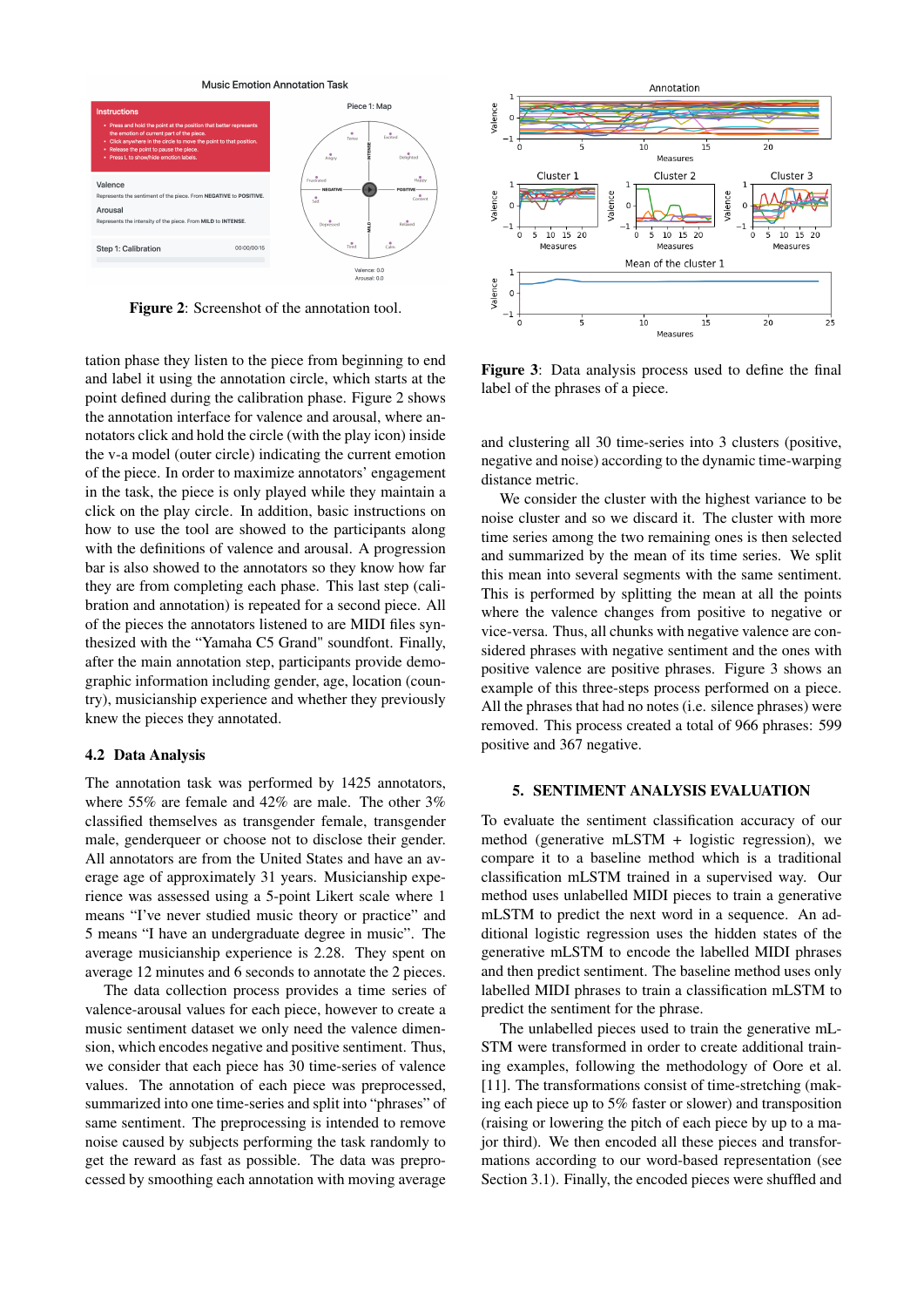**Figure 2**: Screenshot of the annotation tool.

**Figure 3**: Data analysis process used to define the final label of the phrases of a piece.

tation phase they listen to the piece from beginning to end and label it using the annotation circle, which starts at the point defined during the calibration phase. Figure 2 shows the annotation interface for valence and arousal, where annotators click and hold the circle (with the play icon) inside the v-a model (outer circle) indicating the current emotion of the piece. In order to maximize annotators' engagement in the task, the piece is only played while they maintain a click on the play circle. In addition, basic instructions on how to use the tool are showed to the participants along with the definitions of valence and arousal. A progression bar is also showed to the annotators so they know how far they are from completing each phase. This last step (calibration and annotation) is repeated for a second piece. All of the pieces the annotators listened to are MIDI files synthesized with the "Yamaha C5 Grand" soundfont. Finally, after the main annotation step, participants provide demographic information including gender, age, location (country), musicianship experience and whether they previously knew the pieces they annotated.

### 4.2 Data Analysis

The annotation task was performed by 1425 annotators, where 55% are female and 42% are male. The other 3% classified themselves as transgender female, transgender male, genderqueer or choose not to disclose their gender. All annotators are from the United States and have an average age of approximately 31 years. Musicianship experience was assessed using a 5-point Likert scale where 1 means "I've never studied music theory or practice" and 5 means "I have an undergraduate degree in music". The average musicianship experience is 2.28. They spent on average 12 minutes and 6 seconds to annotate the 2 pieces.

The data collection process provides a time series of valence-arousal values for each piece, however to create a music sentiment dataset we only need the valence dimension, which encodes negative and positive sentiment. Thus, we consider that each piece has 30 time-series of valence values. The annotation of each piece was preprocessed, summarized into one time-series and split into "phrases" of same sentiment. The preprocessing is intended to remove noise caused by subjects performing the task randomly to get the reward as fast as possible. The data was preprocessed by smoothing each annotation with moving average and clustering all 30 time-series into 3 clusters (positive, negative and noise) according to the dynamic time-warping distance metric.

We consider the cluster with the highest variance to be noise cluster and so we discard it. The cluster with more time series among the two remaining ones is then selected and summarized by the mean of its time series. We split this mean into several segments with the same sentiment. This is performed by splitting the mean at all the points where the valence changes from positive to negative or vice-versa. Thus, all chunks with negative valence are considered phrases with negative sentiment and the ones with positive valence are positive phrases. Figure 3 shows an example of this three-steps process performed on a piece. All the phrases that had no notes (i.e. silence phrases) were removed. This process created a total of 966 phrases: 599 positive and 367 negative.

## 5. SENTIMENT ANALYSIS EVALUATION

To evaluate the sentiment classification accuracy of our method (generative mLSTM + logistic regression), we compare it to a baseline method which is a traditional classification mLSTM trained in a supervised way. Our method uses unlabelled MIDI pieces to train a generative mLSTM to predict the next word in a sequence. An additional logistic regression uses the hidden states of the generative mLSTM to encode the labelled MIDI phrases and then predict sentiment. The baseline method uses only labelled MIDI phrases to train a classification mLSTM to predict the sentiment for the phrase.

The unlabelled pieces used to train the generative mLSTM were transformed in order to create additional training examples, following the methodology of Oore et al. [11]. The transformations consist of time-stretching (making each piece up to 5% faster or slower) and transposition (raising or lowering the pitch of each piece by up to a major third). We then encoded all these pieces and transformations according to our word-based representation (see Section 3.1). Finally, the encoded pieces were shuffled and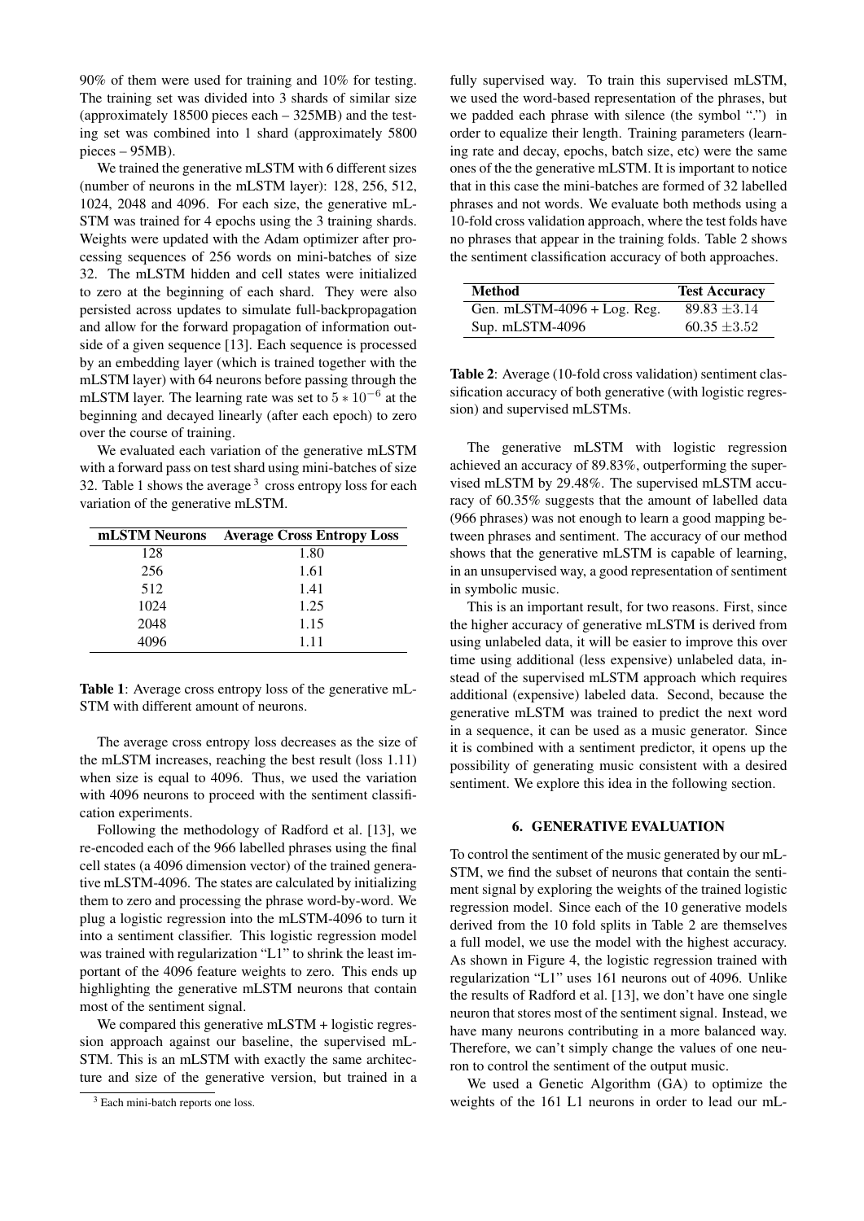90% of them were used for training and 10% for testing. The training set was divided into 3 shards of similar size (approximately 18500 pieces each – 325MB) and the testing set was combined into 1 shard (approximately 5800 pieces – 95MB).

We trained the generative mLSTM with 6 different sizes (number of neurons in the mLSTM layer): 128, 256, 512, 1024, 2048 and 4096. For each size, the generative mLSTM was trained for 4 epochs using the 3 training shards. Weights were updated with the Adam optimizer after processing sequences of 256 words on mini-batches of size 32. The mLSTM hidden and cell states were initialized to zero at the beginning of each shard. They were also persisted across updates to simulate full-backpropagation and allow for the forward propagation of information outside of a given sequence [13]. Each sequence is processed by an embedding layer (which is trained together with the mLSTM layer) with 64 neurons before passing through the mLSTM layer. The learning rate was set to $5 * 10^{-6}$ at the beginning and decayed linearly (after each epoch) to zero over the course of training.

We evaluated each variation of the generative mLSTM with a forward pass on test shard using mini-batches of size 32. Table 1 shows the average [3] cross entropy loss for each variation of the generative mLSTM.

| mLSTM Neurons | Average Cross Entropy Loss |
|---|---|
| 128 | 1.80 |
| 256 | 1.61 |
| 512 | 1.41 |
| 1024 | 1.25 |
| 2048 | 1.15 |
| 4096 | 1.11 |

**Table 1**: Average cross entropy loss of the generative mLSTM with different amount of neurons.

The average cross entropy loss decreases as the size of the mLSTM increases, reaching the best result (loss 1.11) when size is equal to 4096. Thus, we used the variation with 4096 neurons to proceed with the sentiment classification experiments.

Following the methodology of Radford et al. [13], we re-encoded each of the 966 labelled phrases using the final cell states (a 4096 dimension vector) of the trained generative mLSTM-4096. The states are calculated by initializing them to zero and processing the phrase word-by-word. We plug a logistic regression into the mLSTM-4096 to turn it into a sentiment classifier. This logistic regression model was trained with regularization "L1" to shrink the least important of the 4096 feature weights to zero. This ends up highlighting the generative mLSTM neurons that contain most of the sentiment signal.

We compared this generative mLSTM + logistic regression approach against our baseline, the supervised mLSTM. This is an mLSTM with exactly the same architecture and size of the generative version, but trained in a fully supervised way. To train this supervised mLSTM, we used the word-based representation of the phrases, but we padded each phrase with silence (the symbol ".") in order to equalize their length. Training parameters (learning rate and decay, epochs, batch size, etc) were the same ones of the the generative mLSTM. It is important to notice that in this case the mini-batches are formed of 32 labelled phrases and not words. We evaluate both methods using a 10-fold cross validation approach, where the test folds have no phrases that appear in the training folds. Table 2 shows the sentiment classification accuracy of both approaches.

| Method | Test Accuracy |
|---|---|
| Gen. mLSTM-4096 + Log. Reg. | 89.83 $\pm$3.14 |
| Sup. mLSTM-4096 | 60.35 $\pm$3.52 |

**Table 2**: Average (10-fold cross validation) sentiment classification accuracy of both generative (with logistic regression) and supervised mLSTMs.

The generative mLSTM with logistic regression achieved an accuracy of 89.83%, outperforming the supervised mLSTM by 29.48%. The supervised mLSTM accuracy of 60.35% suggests that the amount of labelled data (966 phrases) was not enough to learn a good mapping between phrases and sentiment. The accuracy of our method shows that the generative mLSTM is capable of learning, in an unsupervised way, a good representation of sentiment in symbolic music.

This is an important result, for two reasons. First, since the higher accuracy of generative mLSTM is derived from using unlabeled data, it will be easier to improve this over time using additional (less expensive) unlabeled data, instead of the supervised mLSTM approach which requires additional (expensive) labeled data. Second, because the generative mLSTM was trained to predict the next word in a sequence, it can be used as a music generator. Since it is combined with a sentiment predictor, it opens up the possibility of generating music consistent with a desired sentiment. We explore this idea in the following section.

## 6. GENERATIVE EVALUATION

To control the sentiment of the music generated by our mLSTM, we find the subset of neurons that contain the sentiment signal by exploring the weights of the trained logistic regression model. Since each of the 10 generative models derived from the 10 fold splits in Table 2 are themselves a full model, we use the model with the highest accuracy. As shown in Figure 4, the logistic regression trained with regularization "L1" uses 161 neurons out of 4096. Unlike the results of Radford et al. [13], we don't have one single neuron that stores most of the sentiment signal. Instead, we have many neurons contributing in a more balanced way. Therefore, we can't simply change the values of one neuron to control the sentiment of the output music.

We used a Genetic Algorithm (GA) to optimize the weights of the 161 L1 neurons in order to lead our mL-

[3] Each mini-batch reports one loss.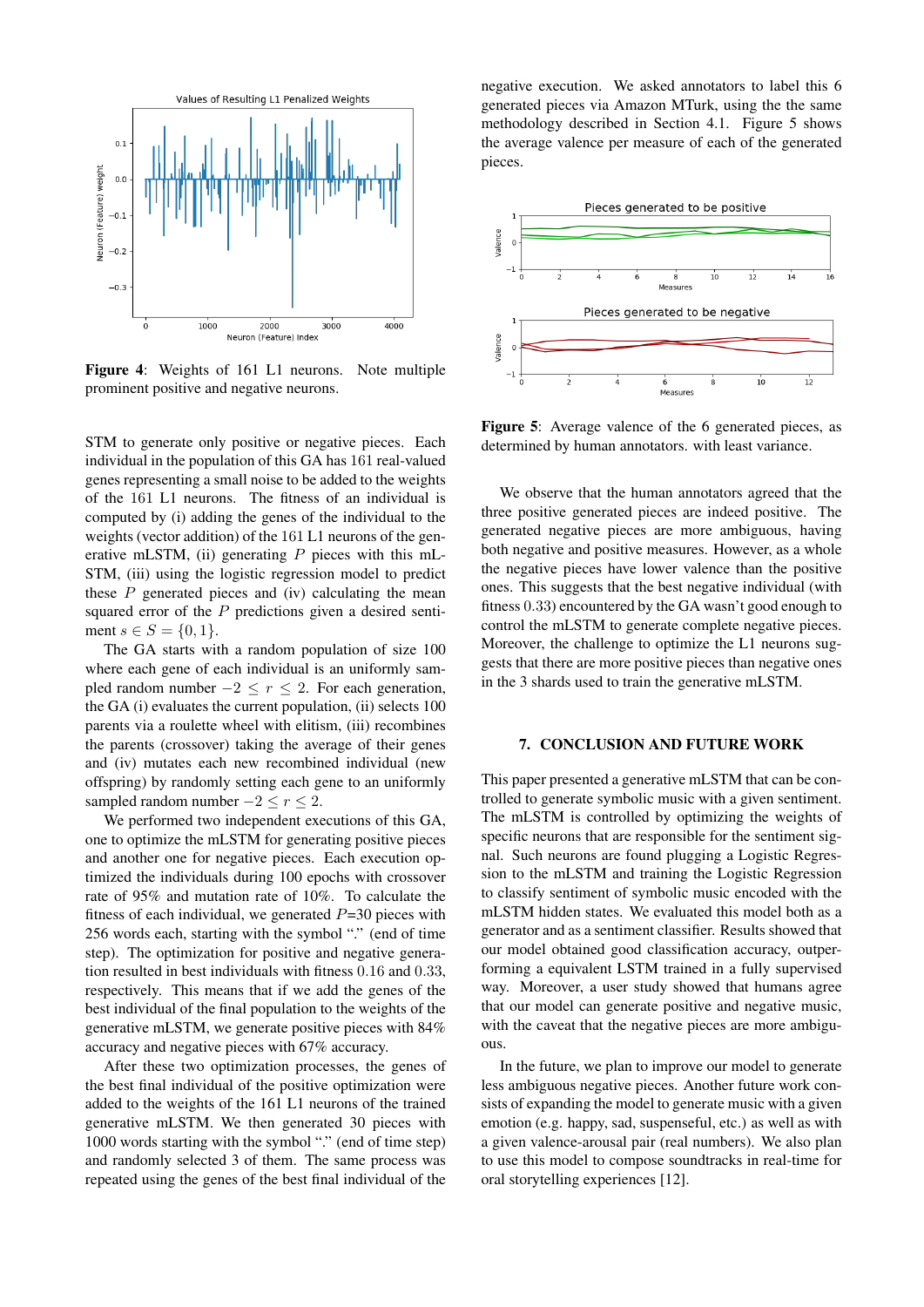**Figure 4**: Weights of 161 L1 neurons. Note multiple prominent positive and negative neurons.

STM to generate only positive or negative pieces. Each individual in the population of this GA has 161 real-valued genes representing a small noise to be added to the weights of the 161 L1 neurons. The fitness of an individual is computed by (i) adding the genes of the individual to the weights (vector addition) of the 161 L1 neurons of the generative mLSTM, (ii) generating $P$ pieces with this mLSTM, (iii) using the logistic regression model to predict these $P$ generated pieces and (iv) calculating the mean squared error of the $P$ predictions given a desired sentiment $s \in S = \{0, 1\}$.

The GA starts with a random population of size 100 where each gene of each individual is an uniformly sampled random number $-2 \leq r \leq 2$. For each generation, the GA (i) evaluates the current population, (ii) selects 100 parents via a roulette wheel with elitism, (iii) recombines the parents (crossover) taking the average of their genes and (iv) mutates each new recombined individual (new offspring) by randomly setting each gene to an uniformly sampled random number $-2 \leq r \leq 2$.

We performed two independent executions of this GA, one to optimize the mLSTM for generating positive pieces and another one for negative pieces. Each execution optimized the individuals during 100 epochs with crossover rate of 95% and mutation rate of 10%. To calculate the fitness of each individual, we generated $P$=30 pieces with 256 words each, starting with the symbol "." (end of time step). The optimization for positive and negative generation resulted in best individuals with fitness $0.16$ and $0.33$, respectively. This means that if we add the genes of the best individual of the final population to the weights of the generative mLSTM, we generate positive pieces with 84% accuracy and negative pieces with 67% accuracy.

After these two optimization processes, the genes of the best final individual of the positive optimization were added to the weights of the 161 L1 neurons of the trained generative mLSTM. We then generated 30 pieces with 1000 words starting with the symbol "." (end of time step) and randomly selected 3 of them. The same process was repeated using the genes of the best final individual of the negative execution. We asked annotators to label this 6 generated pieces via Amazon MTurk, using the the same methodology described in Section 4.1. Figure 5 shows the average valence per measure of each of the generated pieces.

**Figure 5**: Average valence of the 6 generated pieces, as determined by human annotators. with least variance.

We observe that the human annotators agreed that the three positive generated pieces are indeed positive. The generated negative pieces are more ambiguous, having both negative and positive measures. However, as a whole the negative pieces have lower valence than the positive ones. This suggests that the best negative individual (with fitness $0.33$) encountered by the GA wasn't good enough to control the mLSTM to generate complete negative pieces. Moreover, the challenge to optimize the L1 neurons suggests that there are more positive pieces than negative ones in the 3 shards used to train the generative mLSTM.

## 7. CONCLUSION AND FUTURE WORK

This paper presented a generative mLSTM that can be controlled to generate symbolic music with a given sentiment. The mLSTM is controlled by optimizing the weights of specific neurons that are responsible for the sentiment signal. Such neurons are found plugging a Logistic Regression to the mLSTM and training the Logistic Regression to classify sentiment of symbolic music encoded with the mLSTM hidden states. We evaluated this model both as a generator and as a sentiment classifier. Results showed that our model obtained good classification accuracy, outperforming a equivalent LSTM trained in a fully supervised way. Moreover, a user study showed that humans agree that our model can generate positive and negative music, with the caveat that the negative pieces are more ambiguous.

In the future, we plan to improve our model to generate less ambiguous negative pieces. Another future work consists of expanding the model to generate music with a given emotion (e.g. happy, sad, suspenseful, etc.) as well as with a given valence-arousal pair (real numbers). We also plan to use this model to compose soundtracks in real-time for oral storytelling experiences [12].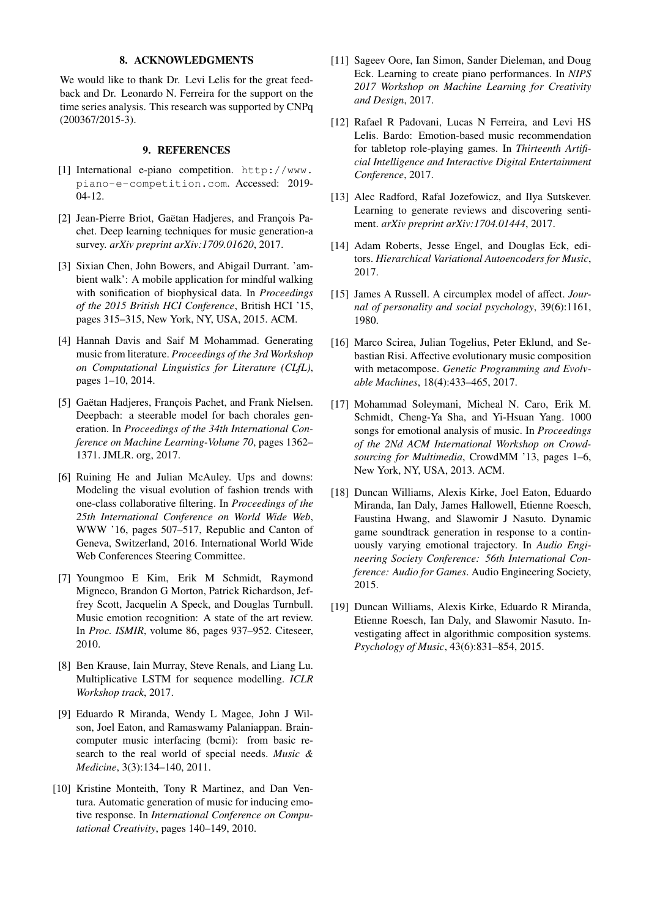## 8. ACKNOWLEDGMENTS

We would like to thank Dr. Levi Lelis for the great feedback and Dr. Leonardo N. Ferreira for the support on the time series analysis. This research was supported by CNPq (200367/2015-3).

## 9. REFERENCES

[1] International e-piano competition. http://www.piano-e-competition.com. Accessed: 2019-04-12.

[2] Jean-Pierre Briot, Gaëtan Hadjeres, and François Pachet. Deep learning techniques for music generation-a survey. *arXiv preprint arXiv:1709.01620*, 2017.

[3] Sixian Chen, John Bowers, and Abigail Durrant. 'ambient walk': A mobile application for mindful walking with sonification of biophysical data. In *Proceedings of the 2015 British HCI Conference*, British HCI '15, pages 315–315, New York, NY, USA, 2015. ACM.

[4] Hannah Davis and Saif M Mohammad. Generating music from literature. *Proceedings of the 3rd Workshop on Computational Linguistics for Literature (CLfL)*, pages 1–10, 2014.

[5] Gaëtan Hadjeres, François Pachet, and Frank Nielsen. Deepbach: a steerable model for bach chorales generation. In *Proceedings of the 34th International Conference on Machine Learning-Volume 70*, pages 1362–1371. JMLR. org, 2017.

[6] Ruining He and Julian McAuley. Ups and downs: Modeling the visual evolution of fashion trends with one-class collaborative filtering. In *Proceedings of the 25th International Conference on World Wide Web*, WWW '16, pages 507–517, Republic and Canton of Geneva, Switzerland, 2016. International World Wide Web Conferences Steering Committee.

[7] Youngmoo E Kim, Erik M Schmidt, Raymond Migneco, Brandon G Morton, Patrick Richardson, Jeffrey Scott, Jacquelin A Speck, and Douglas Turnbull. Music emotion recognition: A state of the art review. In *Proc. ISMIR*, volume 86, pages 937–952. Citeseer, 2010.

[8] Ben Krause, Iain Murray, Steve Renals, and Liang Lu. Multiplicative LSTM for sequence modelling. *ICLR Workshop track*, 2017.

[9] Eduardo R Miranda, Wendy L Magee, John J Wilson, Joel Eaton, and Ramaswamy Palaniappan. Brain-computer music interfacing (bcmi): from basic research to the real world of special needs. *Music & Medicine*, 3(3):134–140, 2011.

[10] Kristine Monteith, Tony R Martinez, and Dan Ventura. Automatic generation of music for inducing emotive response. In *International Conference on Computational Creativity*, pages 140–149, 2010.

[11] Sageev Oore, Ian Simon, Sander Dieleman, and Doug Eck. Learning to create piano performances. In *NIPS 2017 Workshop on Machine Learning for Creativity and Design*, 2017.

[12] Rafael R Padovani, Lucas N Ferreira, and Levi HS Lelis. Bardo: Emotion-based music recommendation for tabletop role-playing games. In *Thirteenth Artificial Intelligence and Interactive Digital Entertainment Conference*, 2017.

[13] Alec Radford, Rafal Jozefowicz, and Ilya Sutskever. Learning to generate reviews and discovering sentiment. *arXiv preprint arXiv:1704.01444*, 2017.

[14] Adam Roberts, Jesse Engel, and Douglas Eck, editors. *Hierarchical Variational Autoencoders for Music*, 2017.

[15] James A Russell. A circumplex model of affect. *Journal of personality and social psychology*, 39(6):1161, 1980.

[16] Marco Scirea, Julian Togelius, Peter Eklund, and Sebastian Risi. Affective evolutionary music composition with metacompose. *Genetic Programming and Evolvable Machines*, 18(4):433–465, 2017.

[17] Mohammad Soleymani, Micheal N. Caro, Erik M. Schmidt, Cheng-Ya Sha, and Yi-Hsuan Yang. 1000 songs for emotional analysis of music. In *Proceedings of the 2Nd ACM International Workshop on Crowdsourcing for Multimedia*, CrowdMM '13, pages 1–6, New York, NY, USA, 2013. ACM.

[18] Duncan Williams, Alexis Kirke, Joel Eaton, Eduardo Miranda, Ian Daly, James Hallowell, Etienne Roesch, Faustina Hwang, and Slawomir J Nasuto. Dynamic game soundtrack generation in response to a continuously varying emotional trajectory. In *Audio Engineering Society Conference: 56th International Conference: Audio for Games*. Audio Engineering Society, 2015.

[19] Duncan Williams, Alexis Kirke, Eduardo R Miranda, Etienne Roesch, Ian Daly, and Slawomir Nasuto. Investigating affect in algorithmic composition systems. *Psychology of Music*, 43(6):831–854, 2015.